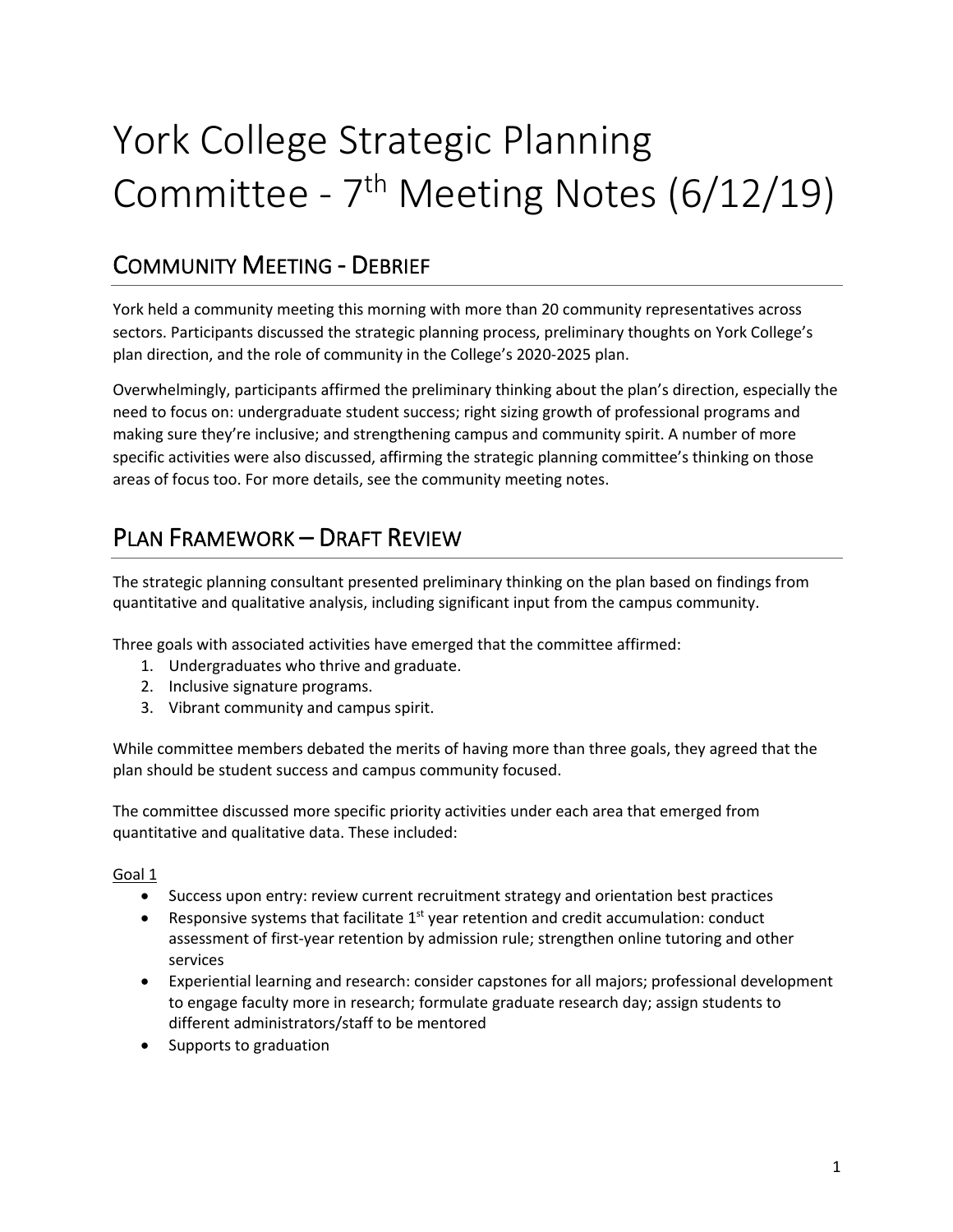# York College Strategic Planning Committee - 7th Meeting Notes (6/12/19)

## Community Meeting - Debrief

York held a community meeting this morning with more than 20 community representatives across sectors. Participants discussed the strategic planning process, preliminary thoughts on York College's plan direction, and the role of community in the College's 2020-2025 plan.

Overwhelmingly, participants affirmed the preliminary thinking about the plan's direction, especially the need to focus on: undergraduate student success; right sizing growth of professional programs and making sure they're inclusive; and strengthening campus and community spirit. A number of more specific activities were also discussed, affirming the strategic planning committee's thinking on those areas of focus too. For more details, see the community meeting notes.

## Plan Framework – Draft Review

The strategic planning consultant presented preliminary thinking on the plan based on findings from quantitative and qualitative analysis, including significant input from the campus community.

Three goals with associated activities have emerged that the committee affirmed:

1. Undergraduates who thrive and graduate.
2. Inclusive signature programs.
3. Vibrant community and campus spirit.

While committee members debated the merits of having more than three goals, they agreed that the plan should be student success and campus community focused.

The committee discussed more specific priority activities under each area that emerged from quantitative and qualitative data. These included:

<u>Goal 1</u>

- Success upon entry: review current recruitment strategy and orientation best practices
- Responsive systems that facilitate 1st year retention and credit accumulation: conduct assessment of first-year retention by admission rule; strengthen online tutoring and other services
- Experiential learning and research: consider capstones for all majors; professional development to engage faculty more in research; formulate graduate research day; assign students to different administrators/staff to be mentored
- Supports to graduation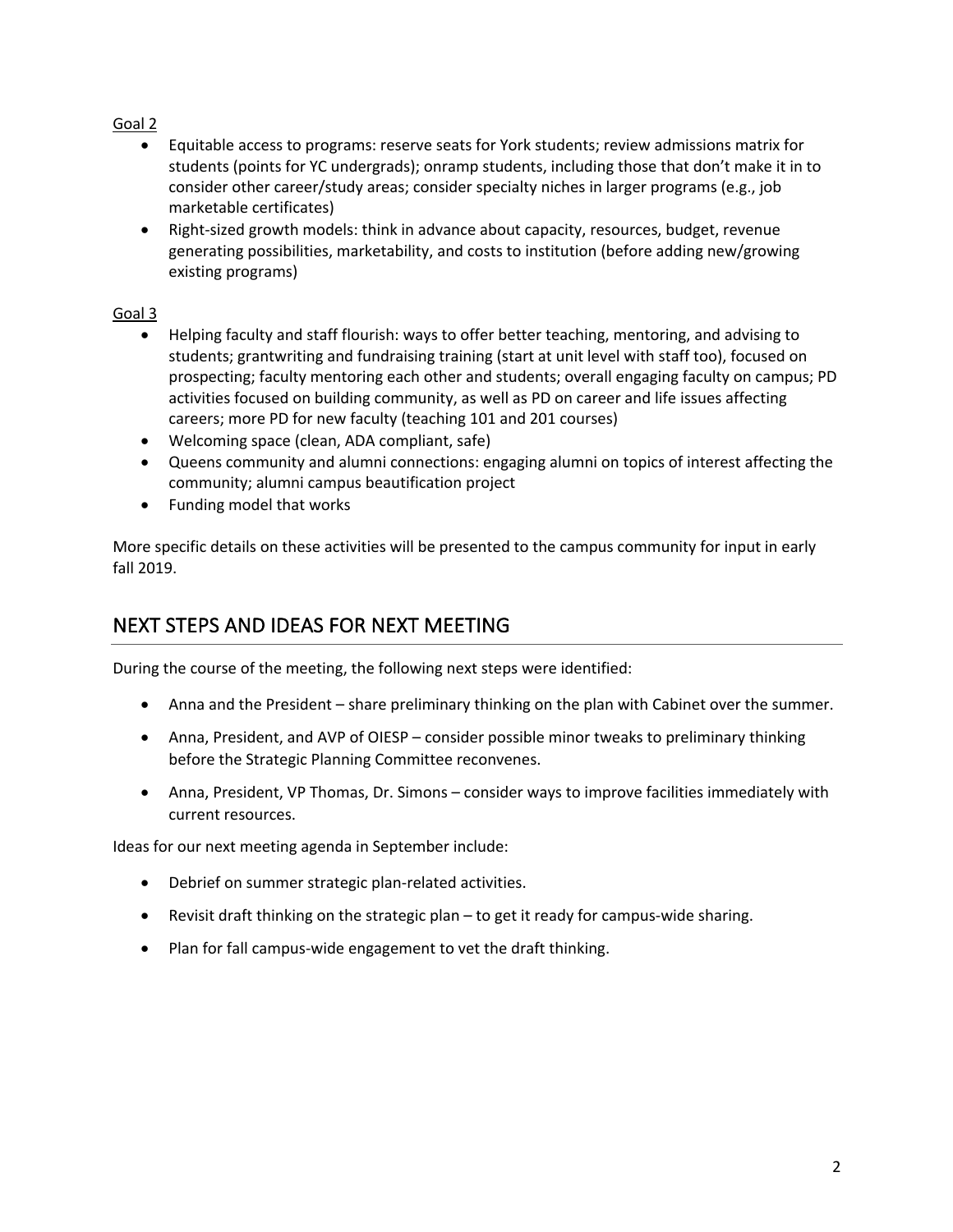<u>Goal 2</u>

- Equitable access to programs: reserve seats for York students; review admissions matrix for students (points for YC undergrads); onramp students, including those that don't make it in to consider other career/study areas; consider specialty niches in larger programs (e.g., job marketable certificates)
- Right-sized growth models: think in advance about capacity, resources, budget, revenue generating possibilities, marketability, and costs to institution (before adding new/growing existing programs)

<u>Goal 3</u>

- Helping faculty and staff flourish: ways to offer better teaching, mentoring, and advising to students; grantwriting and fundraising training (start at unit level with staff too), focused on prospecting; faculty mentoring each other and students; overall engaging faculty on campus; PD activities focused on building community, as well as PD on career and life issues affecting careers; more PD for new faculty (teaching 101 and 201 courses)
- Welcoming space (clean, ADA compliant, safe)
- Queens community and alumni connections: engaging alumni on topics of interest affecting the community; alumni campus beautification project
- Funding model that works

More specific details on these activities will be presented to the campus community for input in early fall 2019.

## NEXT STEPS AND IDEAS FOR NEXT MEETING

During the course of the meeting, the following next steps were identified:

- Anna and the President – share preliminary thinking on the plan with Cabinet over the summer.
- Anna, President, and AVP of OIESP – consider possible minor tweaks to preliminary thinking before the Strategic Planning Committee reconvenes.
- Anna, President, VP Thomas, Dr. Simons – consider ways to improve facilities immediately with current resources.

Ideas for our next meeting agenda in September include:

- Debrief on summer strategic plan-related activities.
- Revisit draft thinking on the strategic plan – to get it ready for campus-wide sharing.
- Plan for fall campus-wide engagement to vet the draft thinking.